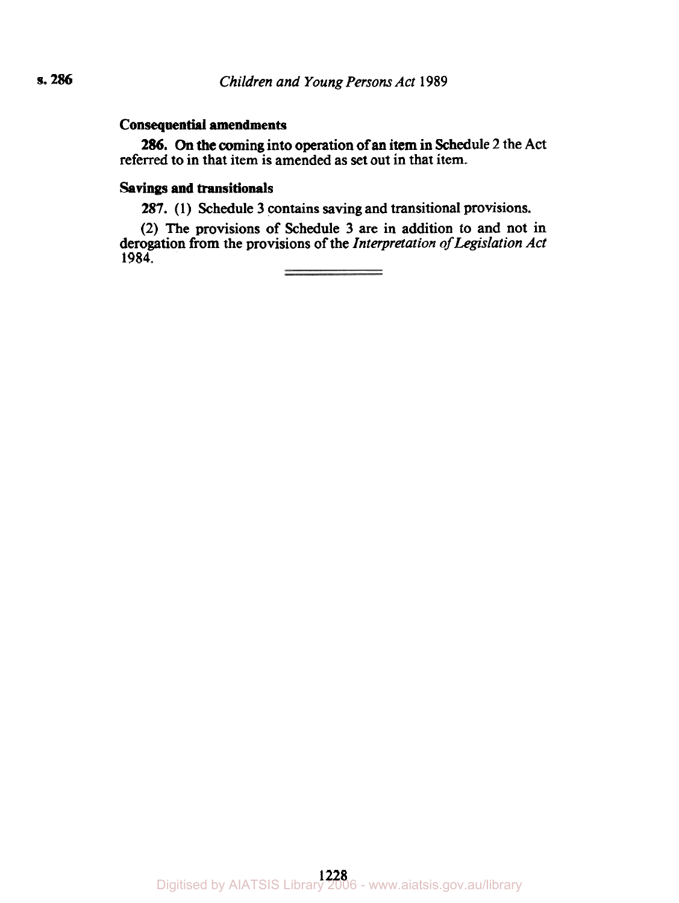### Consequential amendments

**286.** On the coming into operation of an item in Schedule 2 the Act referred to in that item is amended as set out in that item.

### Savings and transitionals

**287.** (1) Schedule 3 contains saving and transitional provisions.

(2) The provisions of Schedule 3 are in addition to and not in derogation from the provisions of the *Interpretation of Legislation Act* 1984.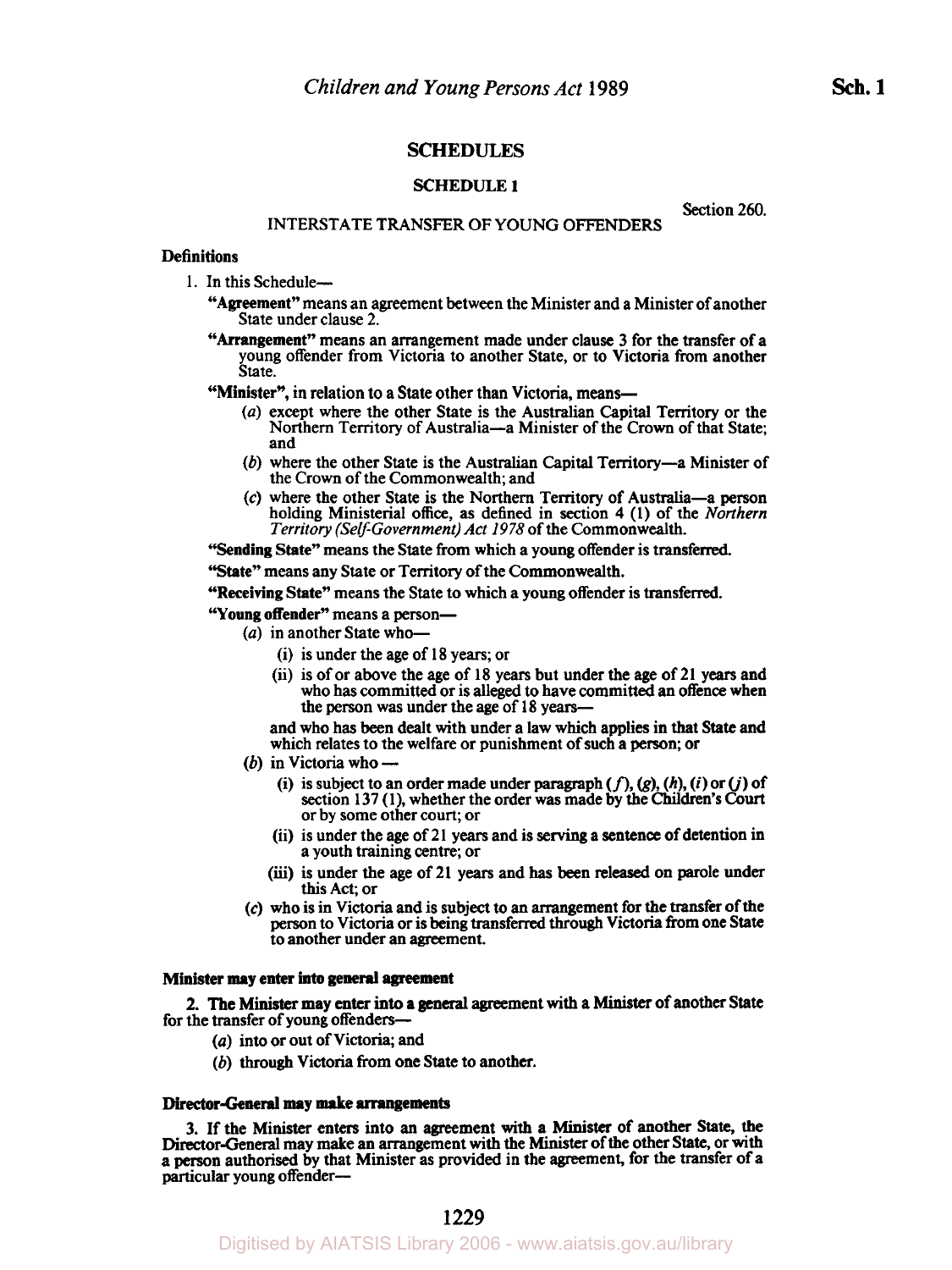# SCHEDULES

## SCHEDULE 1

Section 260.

### INTERSTATE TRANSFER OF YOUNG OFFENDERS

**Definitions**

1. In this Schedule—

**"Agreement"** means an agreement between the Minister and a Minister of another State under clause 2.

**"Arrangement"** means an arrangement made under clause 3 for the transfer of a young offender from Victoria to another State, or to Victoria from another State.

**"Minister"**, in relation to a State other than Victoria, means—

(*a*) except where the other State is the Australian Capital Territory or the Northern Territory of Australia—a Minister of the Crown of that State; and

(*b*) where the other State is the Australian Capital Territory—a Minister of the Crown of the Commonwealth; and

(*c*) where the other State is the Northern Territory of Australia—a person holding Ministerial office, as defined in section 4 (1) of the *Northern Territory (Self-Government) Act 1978* of the Commonwealth.

**"Sending State"** means the State from which a young offender is transferred.

**"State"** means any State or Territory of the Commonwealth.

**"Receiving State"** means the State to which a young offender is transferred.

**"Young offender"** means a person—

(*a*) in another State who—

(i) is under the age of 18 years; or

(ii) is of or above the age of 18 years but under the age of 21 years and who has committed or is alleged to have committed an offence when the person was under the age of 18 years—

and who has been dealt with under a law which applies in that State and which relates to the welfare or punishment of such a person; or

(*b*) in Victoria who —

(i) is subject to an order made under paragraph (*f*), (*g*), (*h*), (*i*) or (*j*) of section 137 (1), whether the order was made by the Children's Court or by some other court; or

(ii) is under the age of 21 years and is serving a sentence of detention in a youth training centre; or

(iii) is under the age of 21 years and has been released on parole under this Act; or

(*c*) who is in Victoria and is subject to an arrangement for the transfer of the person to Victoria or is being transferred through Victoria from one State to another under an agreement.

**Minister may enter into general agreement**

**2.** The Minister may enter into a general agreement with a Minister of another State for the transfer of young offenders—

(*a*) into or out of Victoria; and

(*b*) through Victoria from one State to another.

**Director-General may make arrangements**

**3.** If the Minister enters into an agreement with a Minister of another State, the Director-General may make an arrangement with the Minister of the other State, or with a person authorised by that Minister as provided in the agreement, for the transfer of a particular young offender—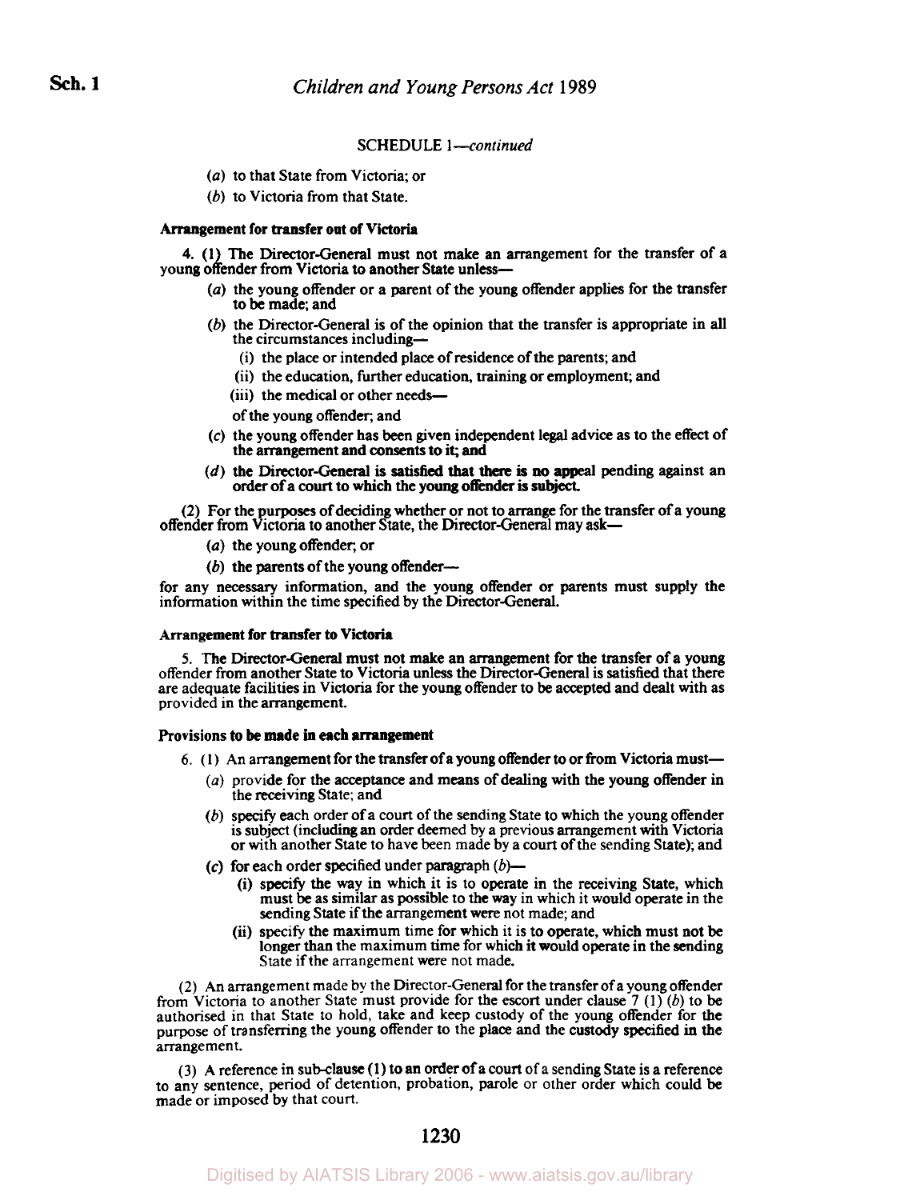SCHEDULE 1—*continued*

(*a*) to that State from Victoria; or

(*b*) to Victoria from that State.

**Arrangement for transfer out of Victoria**

4. (1) The Director-General must not make an arrangement for the transfer of a young offender from Victoria to another State unless—

(*a*) the young offender or a parent of the young offender applies for the transfer to be made; and

(*b*) the Director-General is of the opinion that the transfer is appropriate in all the circumstances including—

(i) the place or intended place of residence of the parents; and

(ii) the education, further education, training or employment; and

(iii) the medical or other needs—

of the young offender; and

(*c*) the young offender has been given independent legal advice as to the effect of the arrangement and consents to it; and

(*d*) the Director-General is satisfied that there is no appeal pending against an order of a court to which the young offender is subject.

(2) For the purposes of deciding whether or not to arrange for the transfer of a young offender from Victoria to another State, the Director-General may ask—

(*a*) the young offender; or

(*b*) the parents of the young offender—

for any necessary information, and the young offender or parents must supply the information within the time specified by the Director-General.

**Arrangement for transfer to Victoria**

5. The Director-General must not make an arrangement for the transfer of a young offender from another State to Victoria unless the Director-General is satisfied that there are adequate facilities in Victoria for the young offender to be accepted and dealt with as provided in the arrangement.

**Provisions to be made in each arrangement**

6. (1) An arrangement for the transfer of a young offender to or from Victoria must—

(*a*) provide for the acceptance and means of dealing with the young offender in the receiving State; and

(*b*) specify each order of a court of the sending State to which the young offender is subject (including an order deemed by a previous arrangement with Victoria or with another State to have been made by a court of the sending State); and

(*c*) for each order specified under paragraph (*b*)—

(i) specify the way in which it is to operate in the receiving State, which must be as similar as possible to the way in which it would operate in the sending State if the arrangement were not made; and

(ii) specify the maximum time for which it is to operate, which must not be longer than the maximum time for which it would operate in the sending State if the arrangement were not made.

(2) An arrangement made by the Director-General for the transfer of a young offender from Victoria to another State must provide for the escort under clause 7 (1) (*b*) to be authorised in that State to hold, take and keep custody of the young offender for the purpose of transferring the young offender to the place and the custody specified in the arrangement.

(3) A reference in sub-clause (1) to an order of a court of a sending State is a reference to any sentence, period of detention, probation, parole or other order which could be made or imposed by that court.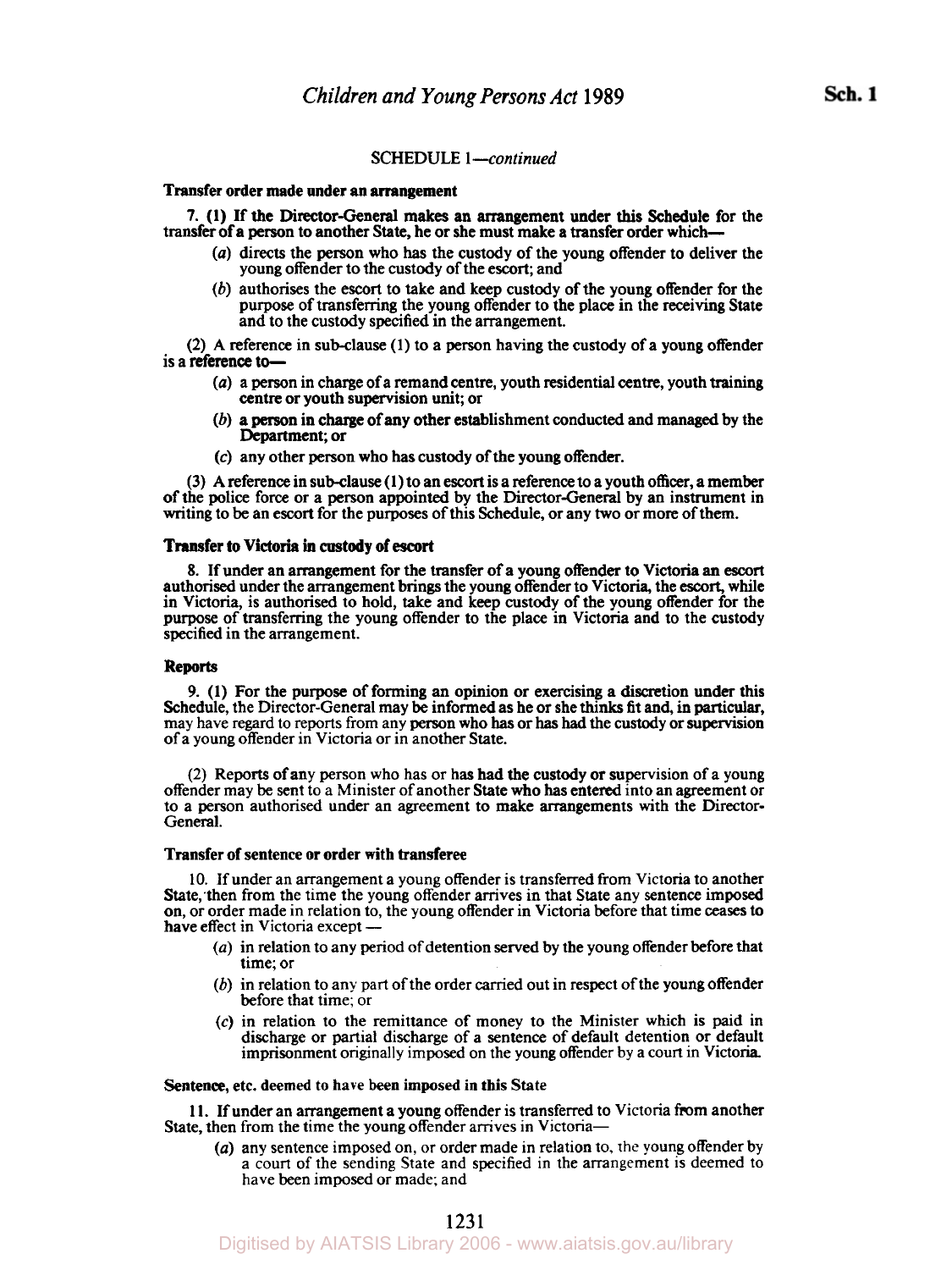SCHEDULE 1—*continued*

**Transfer order made under an arrangement**

7. (1) If the Director-General makes an arrangement under this Schedule for the transfer of a person to another State, he or she must make a transfer order which—

(*a*) directs the person who has the custody of the young offender to deliver the young offender to the custody of the escort; and

(*b*) authorises the escort to take and keep custody of the young offender for the purpose of transferring the young offender to the place in the receiving State and to the custody specified in the arrangement.

(2) A reference in sub-clause (1) to a person having the custody of a young offender is a reference to—

(*a*) a person in charge of a remand centre, youth residential centre, youth training centre or youth supervision unit; or

(*b*) a person in charge of any other establishment conducted and managed by the Department; or

(*c*) any other person who has custody of the young offender.

(3) A reference in sub-clause (1) to an escort is a reference to a youth officer, a member of the police force or a person appointed by the Director-General by an instrument in writing to be an escort for the purposes of this Schedule, or any two or more of them.

**Transfer to Victoria in custody of escort**

8. If under an arrangement for the transfer of a young offender to Victoria an escort authorised under the arrangement brings the young offender to Victoria, the escort, while in Victoria, is authorised to hold, take and keep custody of the young offender for the purpose of transferring the young offender to the place in Victoria and to the custody specified in the arrangement.

**Reports**

9. (1) For the purpose of forming an opinion or exercising a discretion under this Schedule, the Director-General may be informed as he or she thinks fit and, in particular, may have regard to reports from any person who has or has had the custody or supervision of a young offender in Victoria or in another State.

(2) Reports of any person who has or has had the custody or supervision of a young offender may be sent to a Minister of another State who has entered into an agreement or to a person authorised under an agreement to make arrangements with the Director-General.

**Transfer of sentence or order with transferee**

10. If under an arrangement a young offender is transferred from Victoria to another State, then from the time the young offender arrives in that State any sentence imposed on, or order made in relation to, the young offender in Victoria before that time ceases to have effect in Victoria except —

(*a*) in relation to any period of detention served by the young offender before that time; or

(*b*) in relation to any part of the order carried out in respect of the young offender before that time; or

(*c*) in relation to the remittance of money to the Minister which is paid in discharge or partial discharge of a sentence of default detention or default imprisonment originally imposed on the young offender by a court in Victoria.

**Sentence, etc. deemed to have been imposed in this State**

11. If under an arrangement a young offender is transferred to Victoria from another State, then from the time the young offender arrives in Victoria—

(*a*) any sentence imposed on, or order made in relation to, the young offender by a court of the sending State and specified in the arrangement is deemed to have been imposed or made; and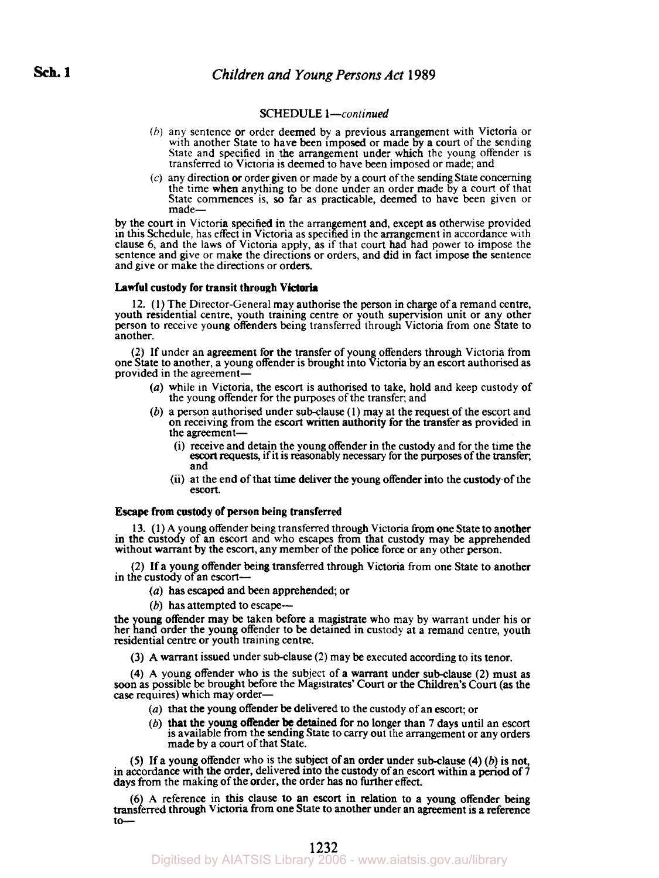SCHEDULE 1—*continued*

(*b*) any sentence or order deemed by a previous arrangement with Victoria or with another State to have been imposed or made by a court of the sending State and specified in the arrangement under which the young offender is transferred to Victoria is deemed to have been imposed or made; and

(*c*) any direction or order given or made by a court of the sending State concerning the time when anything to be done under an order made by a court of that State commences is, so far as practicable, deemed to have been given or made—

by the court in Victoria specified in the arrangement and, except as otherwise provided in this Schedule, has effect in Victoria as specified in the arrangement in accordance with clause 6, and the laws of Victoria apply, as if that court had had power to impose the sentence and give or make the directions or orders, and did in fact impose the sentence and give or make the directions or orders.

**Lawful custody for transit through Victoria**

12. (1) The Director-General may authorise the person in charge of a remand centre, youth residential centre, youth training centre or youth supervision unit or any other person to receive young offenders being transferred through Victoria from one State to another.

(2) If under an agreement for the transfer of young offenders through Victoria from one State to another, a young offender is brought into Victoria by an escort authorised as provided in the agreement—

(*a*) while in Victoria, the escort is authorised to take, hold and keep custody of the young offender for the purposes of the transfer; and

(*b*) a person authorised under sub-clause (1) may at the request of the escort and on receiving from the escort written authority for the transfer as provided in the agreement—

(i) receive and detain the young offender in the custody and for the time the escort requests, if it is reasonably necessary for the purposes of the transfer; and

(ii) at the end of that time deliver the young offender into the custody of the escort.

**Escape from custody of person being transferred**

13. (1) A young offender being transferred through Victoria from one State to another in the custody of an escort and who escapes from that custody may be apprehended without warrant by the escort, any member of the police force or any other person.

(2) If a young offender being transferred through Victoria from one State to another in the custody of an escort—

(*a*) has escaped and been apprehended; or

(*b*) has attempted to escape—

the young offender may be taken before a magistrate who may by warrant under his or her hand order the young offender to be detained in custody at a remand centre, youth residential centre or youth training centre.

(3) A warrant issued under sub-clause (2) may be executed according to its tenor.

(4) A young offender who is the subject of a warrant under sub-clause (2) must as soon as possible be brought before the Magistrates' Court or the Children's Court (as the case requires) which may order—

(*a*) that the young offender be delivered to the custody of an escort; or

(*b*) that the young offender be detained for no longer than 7 days until an escort is available from the sending State to carry out the arrangement or any orders made by a court of that State.

(5) If a young offender who is the subject of an order under sub-clause (4) (*b*) is not, in accordance with the order, delivered into the custody of an escort within a period of 7 days from the making of the order, the order has no further effect.

(6) A reference in this clause to an escort in relation to a young offender being transferred through Victoria from one State to another under an agreement is a reference to—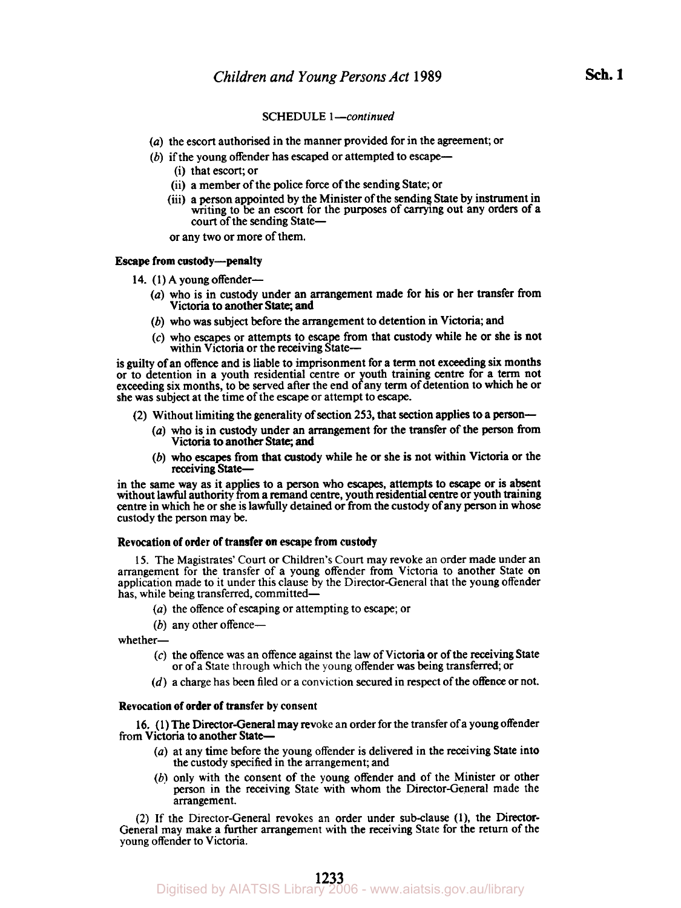SCHEDULE 1—*continued*

(*a*) the escort authorised in the manner provided for in the agreement; or

(*b*) if the young offender has escaped or attempted to escape—

(i) that escort; or

(ii) a member of the police force of the sending State; or

(iii) a person appointed by the Minister of the sending State by instrument in writing to be an escort for the purposes of carrying out any orders of a court of the sending State—

or any two or more of them.

**Escape from custody—penalty**

14. (1) A young offender—

(*a*) who is in custody under an arrangement made for his or her transfer from Victoria to another State; and

(*b*) who was subject before the arrangement to detention in Victoria; and

(*c*) who escapes or attempts to escape from that custody while he or she is not within Victoria or the receiving State—

is guilty of an offence and is liable to imprisonment for a term not exceeding six months or to detention in a youth residential centre or youth training centre for a term not exceeding six months, to be served after the end of any term of detention to which he or she was subject at the time of the escape or attempt to escape.

(2) Without limiting the generality of section 253, that section applies to a person—

(*a*) who is in custody under an arrangement for the transfer of the person from Victoria to another State; and

(*b*) who escapes from that custody while he or she is not within Victoria or the receiving State—

in the same way as it applies to a person who escapes, attempts to escape or is absent without lawful authority from a remand centre, youth residential centre or youth training centre in which he or she is lawfully detained or from the custody of any person in whose custody the person may be.

**Revocation of order of transfer on escape from custody**

15. The Magistrates' Court or Children's Court may revoke an order made under an arrangement for the transfer of a young offender from Victoria to another State on application made to it under this clause by the Director-General that the young offender has, while being transferred, committed—

(*a*) the offence of escaping or attempting to escape; or

(*b*) any other offence—

whether—

(*c*) the offence was an offence against the law of Victoria or of the receiving State or of a State through which the young offender was being transferred; or

(*d*) a charge has been filed or a conviction secured in respect of the offence or not.

**Revocation of order of transfer by consent**

16. (1) The Director-General may revoke an order for the transfer of a young offender from Victoria to another State—

(*a*) at any time before the young offender is delivered in the receiving State into the custody specified in the arrangement; and

(*b*) only with the consent of the young offender and of the Minister or other person in the receiving State with whom the Director-General made the arrangement.

(2) If the Director-General revokes an order under sub-clause (1), the Director-General may make a further arrangement with the receiving State for the return of the young offender to Victoria.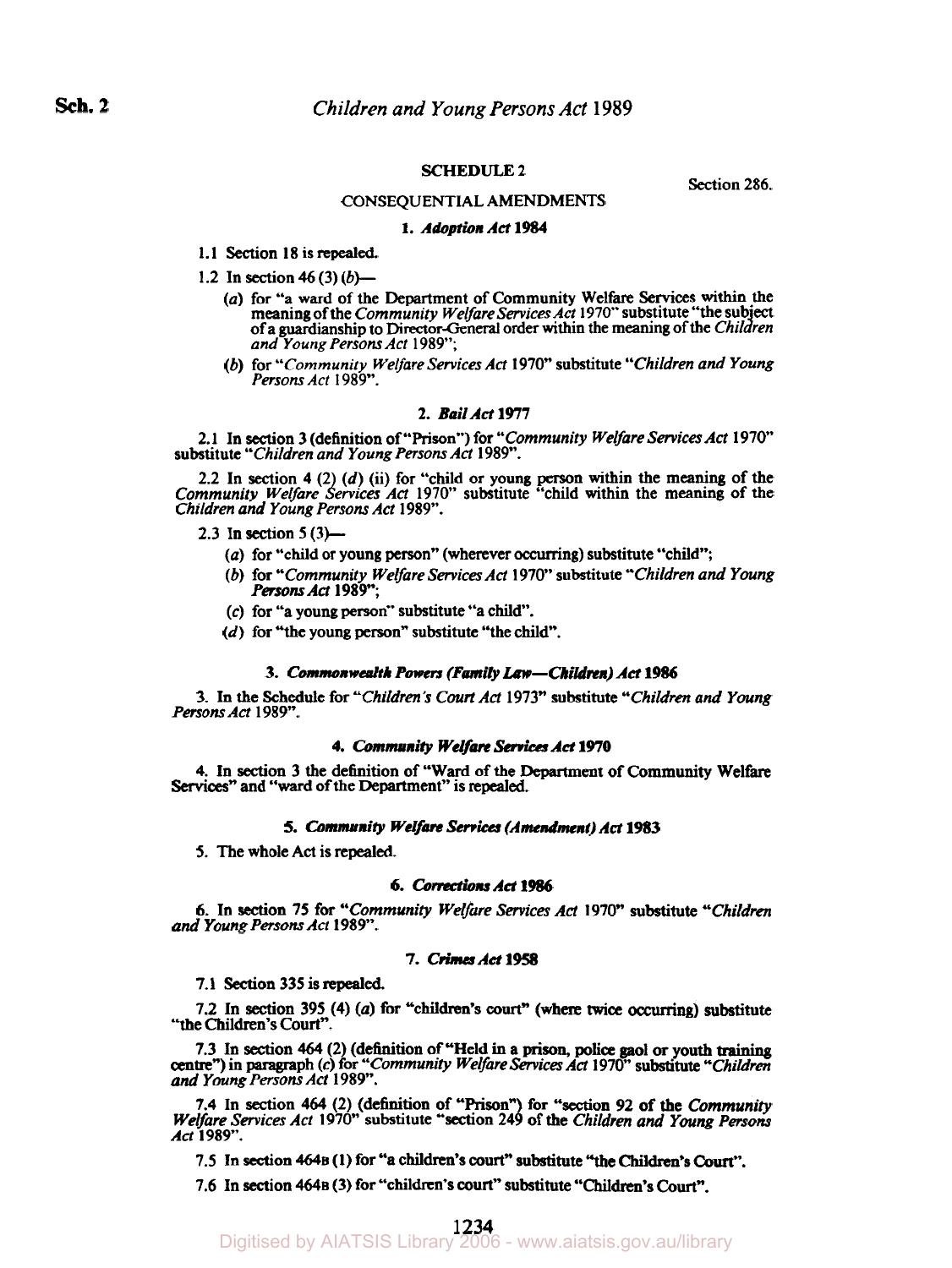## SCHEDULE 2

Section 286.

### CONSEQUENTIAL AMENDMENTS

#### 1. *Adoption Act* 1984

1.1 Section 18 is repealed.

1.2 In section 46 (3) (*b*)—

(*a*) for "a ward of the Department of Community Welfare Services within the meaning of the *Community Welfare Services Act* 1970" substitute "the subject of a guardianship to Director-General order within the meaning of the *Children and Young Persons Act* 1989";

(*b*) for "*Community Welfare Services Act* 1970" substitute "*Children and Young Persons Act* 1989".

#### 2. *Bail Act* 1977

2.1 In section 3 (definition of "Prison") for "*Community Welfare Services Act* 1970" substitute "*Children and Young Persons Act* 1989".

2.2 In section 4 (2) (*d*) (ii) for "child or young person within the meaning of the *Community Welfare Services Act* 1970" substitute "child within the meaning of the *Children and Young Persons Act* 1989".

2.3 In section 5 (3)—

(*a*) for "child or young person" (wherever occurring) substitute "child";

(*b*) for "*Community Welfare Services Act* 1970" substitute "*Children and Young Persons Act* 1989";

(*c*) for "a young person" substitute "a child".

(*d*) for "the young person" substitute "the child".

#### 3. *Commonwealth Powers (Family Law—Children) Act* 1986

3. In the Schedule for "*Children's Court Act* 1973" substitute "*Children and Young Persons Act* 1989".

#### 4. *Community Welfare Services Act* 1970

4. In section 3 the definition of "Ward of the Department of Community Welfare Services" and "ward of the Department" is repealed.

#### 5. *Community Welfare Services (Amendment) Act* 1983

5. The whole Act is repealed.

#### 6. *Corrections Act* 1986

6. In section 75 for "*Community Welfare Services Act* 1970" substitute "*Children and Young Persons Act* 1989".

#### 7. *Crimes Act* 1958

7.1 Section 335 is repealed.

7.2 In section 395 (4) (*a*) for "children's court" (where twice occurring) substitute "the Children's Court".

7.3 In section 464 (2) (definition of "Held in a prison, police gaol or youth training centre") in paragraph (*c*) for "*Community Welfare Services Act* 1970" substitute "*Children and Young Persons Act* 1989".

7.4 In section 464 (2) (definition of "Prison") for "section 92 of the *Community Welfare Services Act* 1970" substitute "section 249 of the *Children and Young Persons Act* 1989".

7.5 In section 464B (1) for "a children's court" substitute "the Children's Court".

7.6 In section 464B (3) for "children's court" substitute "Children's Court".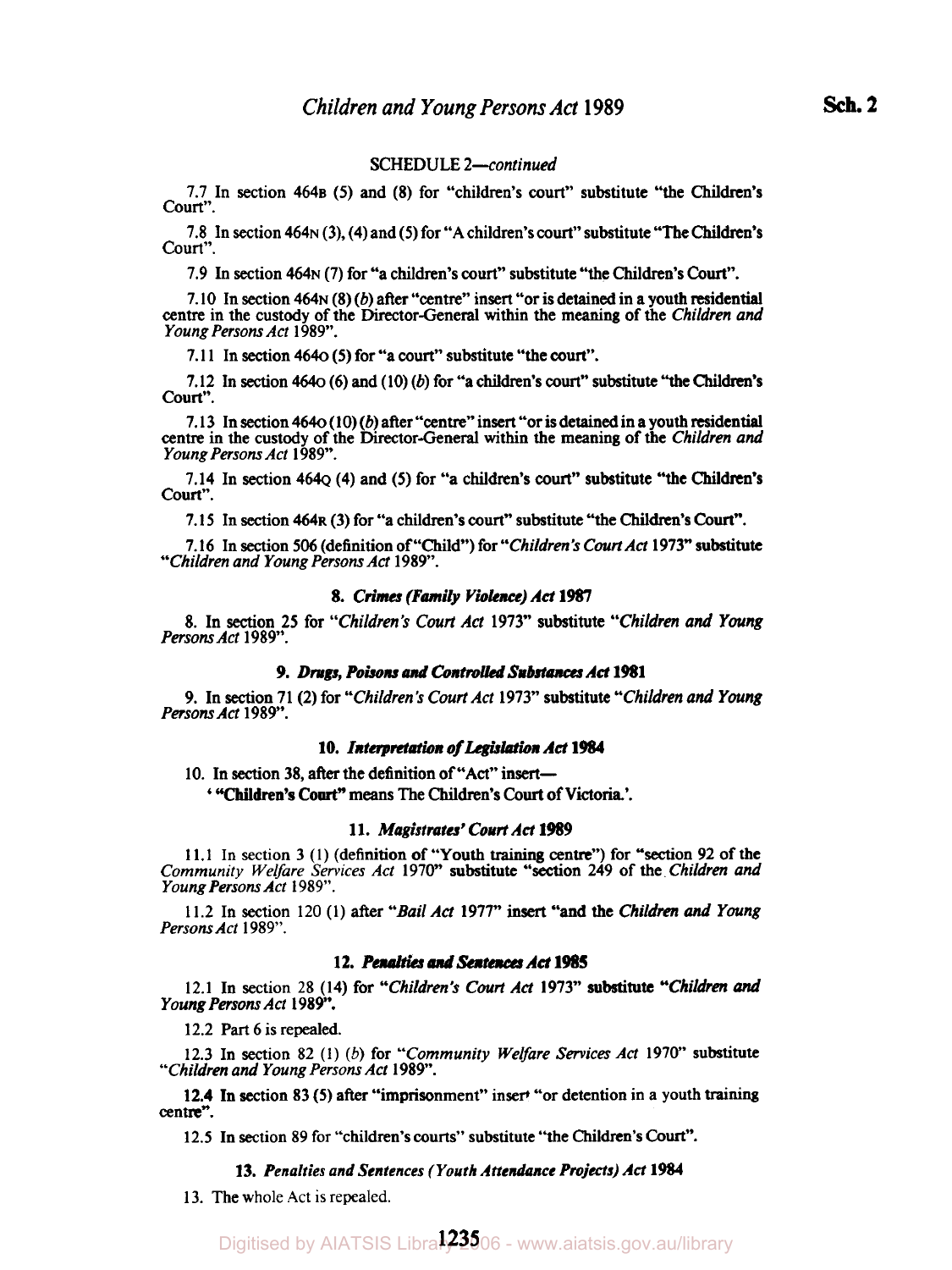SCHEDULE 2—*continued*

7.7 In section 464B (5) and (8) for "children's court" substitute "the Children's Court".

7.8 In section 464N (3), (4) and (5) for "A children's court" substitute "The Children's Court".

7.9 In section 464N (7) for "a children's court" substitute "the Children's Court".

7.10 In section 464N (8) (*b*) after "centre" insert "or is detained in a youth residential centre in the custody of the Director-General within the meaning of the *Children and Young Persons Act* 1989".

7.11 In section 464O (5) for "a court" substitute "the court".

7.12 In section 464O (6) and (10) (*b*) for "a children's court" substitute "the Children's Court".

7.13 In section 464O (10) (*b*) after "centre" insert "or is detained in a youth residential centre in the custody of the Director-General within the meaning of the *Children and Young Persons Act* 1989".

7.14 In section 464Q (4) and (5) for "a children's court" substitute "the Children's Court".

7.15 In section 464R (3) for "a children's court" substitute "the Children's Court".

7.16 In section 506 (definition of "Child") for "*Children's Court Act* 1973" substitute "*Children and Young Persons Act* 1989".

### 8. *Crimes (Family Violence) Act* 1987

8. In section 25 for "*Children's Court Act* 1973" substitute "*Children and Young Persons Act* 1989".

### 9. *Drugs, Poisons and Controlled Substances Act* 1981

9. In section 71 (2) for "*Children's Court Act* 1973" substitute "*Children and Young Persons Act* 1989".

### 10. *Interpretation of Legislation Act* 1984

10. In section 38, after the definition of "Act" insert—

' **"Children's Court"** means The Children's Court of Victoria.'.

### 11. *Magistrates' Court Act* 1989

11.1 In section 3 (1) (definition of "Youth training centre") for "section 92 of the *Community Welfare Services Act* 1970" substitute "section 249 of the *Children and Young Persons Act* 1989".

11.2 In section 120 (1) after "*Bail Act* 1977" insert "and the *Children and Young Persons Act* 1989".

### 12. *Penalties and Sentences Act* 1985

12.1 In section 28 (14) for "*Children's Court Act* 1973" substitute "*Children and Young Persons Act* 1989".

12.2 Part 6 is repealed.

12.3 In section 82 (1) (*b*) for "*Community Welfare Services Act* 1970" substitute "*Children and Young Persons Act* 1989".

12.4 In section 83 (5) after "imprisonment" insert "or detention in a youth training centre".

12.5 In section 89 for "children's courts" substitute "the Children's Court".

### 13. *Penalties and Sentences (Youth Attendance Projects) Act* 1984

13. The whole Act is repealed.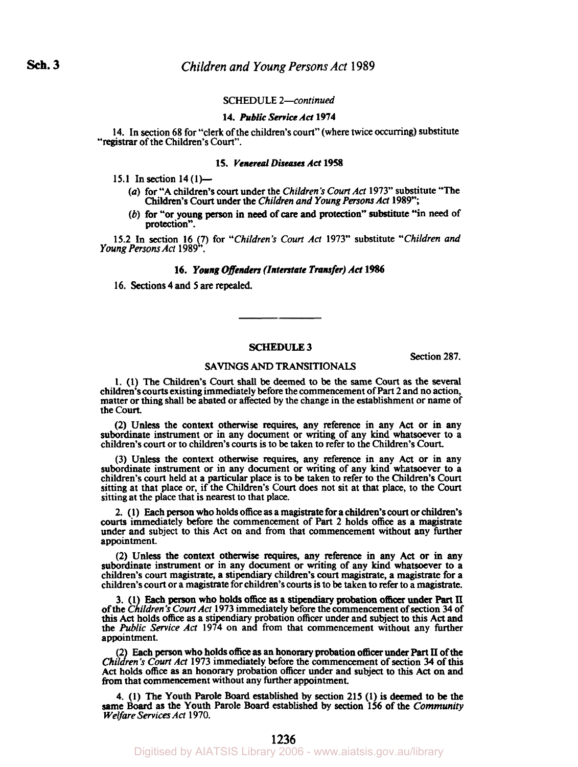SCHEDULE 2—*continued*

**14. *Public Service Act* 1974**

14. In section 68 for "clerk of the children's court" (where twice occurring) substitute "registrar of the Children's Court".

**15. *Venereal Diseases Act* 1958**

15.1 In section 14 (1)—

(*a*) for "A children's court under the *Children's Court Act* 1973" substitute "The Children's Court under the *Children and Young Persons Act* 1989";

(*b*) for "or young person in need of care and protection" substitute "in need of protection".

15.2 In section 16 (7) for "*Children's Court Act* 1973" substitute "*Children and Young Persons Act* 1989".

**16. *Young Offenders (Interstate Transfer) Act* 1986**

16. Sections 4 and 5 are repealed.

---

## SCHEDULE 3

Section 287.

### SAVINGS AND TRANSITIONALS

1. (1) The Children's Court shall be deemed to be the same Court as the several children's courts existing immediately before the commencement of Part 2 and no action, matter or thing shall be abated or affected by the change in the establishment or name of the Court.

(2) Unless the context otherwise requires, any reference in any Act or in any subordinate instrument or in any document or writing of any kind whatsoever to a children's court or to children's courts is to be taken to refer to the Children's Court.

(3) Unless the context otherwise requires, any reference in any Act or in any subordinate instrument or in any document or writing of any kind whatsoever to a children's court held at a particular place is to be taken to refer to the Children's Court sitting at that place or, if the Children's Court does not sit at that place, to the Court sitting at the place that is nearest to that place.

2. (1) Each person who holds office as a magistrate for a children's court or children's courts immediately before the commencement of Part 2 holds office as a magistrate under and subject to this Act on and from that commencement without any further appointment.

(2) Unless the context otherwise requires, any reference in any Act or in any subordinate instrument or in any document or writing of any kind whatsoever to a children's court magistrate, a stipendiary children's court magistrate, a magistrate for a children's court or a magistrate for children's courts is to be taken to refer to a magistrate.

3. (1) Each person who holds office as a stipendiary probation officer under Part II of the *Children's Court Act* 1973 immediately before the commencement of section 34 of this Act holds office as a stipendiary probation officer under and subject to this Act and the *Public Service Act* 1974 on and from that commencement without any further appointment.

(2) Each person who holds office as an honorary probation officer under Part II of the *Children's Court Act* 1973 immediately before the commencement of section 34 of this Act holds office as an honorary probation officer under and subject to this Act on and from that commencement without any further appointment.

4. (1) The Youth Parole Board established by section 215 (1) is deemed to be the same Board as the Youth Parole Board established by section 156 of the *Community Welfare Services Act* 1970.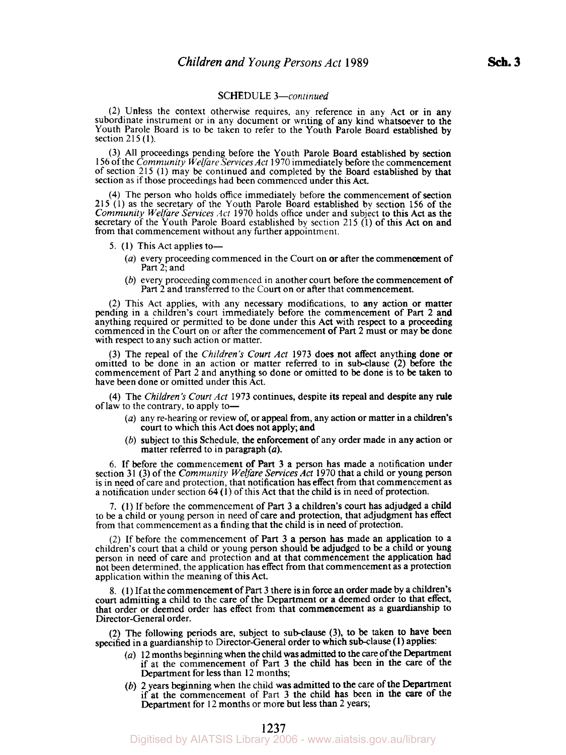SCHEDULE 3—*continued*

(2) Unless the context otherwise requires, any reference in any Act or in any subordinate instrument or in any document or writing of any kind whatsoever to the Youth Parole Board is to be taken to refer to the Youth Parole Board established by section 215 (1).

(3) All proceedings pending before the Youth Parole Board established by section 156 of the *Community Welfare Services Act* 1970 immediately before the commencement of section 215 (1) may be continued and completed by the Board established by that section as if those proceedings had been commenced under this Act.

(4) The person who holds office immediately before the commencement of section 215 (1) as the secretary of the Youth Parole Board established by section 156 of the *Community Welfare Services Act* 1970 holds office under and subject to this Act as the secretary of the Youth Parole Board established by section 215 (1) of this Act on and from that commencement without any further appointment.

5. (1) This Act applies to—

(*a*) every proceeding commenced in the Court on or after the commencement of Part 2; and

(*b*) every proceeding commenced in another court before the commencement of Part 2 and transferred to the Court on or after that commencement.

(2) This Act applies, with any necessary modifications, to any action or matter pending in a children's court immediately before the commencement of Part 2 and anything required or permitted to be done under this Act with respect to a proceeding commenced in the Court on or after the commencement of Part 2 must or may be done with respect to any such action or matter.

(3) The repeal of the *Children's Court Act* 1973 does not affect anything done or omitted to be done in an action or matter referred to in sub-clause (2) before the commencement of Part 2 and anything so done or omitted to be done is to be taken to have been done or omitted under this Act.

(4) The *Children's Court Act* 1973 continues, despite its repeal and despite any rule of law to the contrary, to apply to—

(*a*) any re-hearing or review of, or appeal from, any action or matter in a children's court to which this Act does not apply; and

(*b*) subject to this Schedule, the enforcement of any order made in any action or matter referred to in paragraph (*a*).

6. If before the commencement of Part 3 a person has made a notification under section 31 (3) of the *Community Welfare Services Act* 1970 that a child or young person is in need of care and protection, that notification has effect from that commencement as a notification under section 64 (1) of this Act that the child is in need of protection.

7. (1) If before the commencement of Part 3 a children's court has adjudged a child to be a child or young person in need of care and protection, that adjudgment has effect from that commencement as a finding that the child is in need of protection.

(2) If before the commencement of Part 3 a person has made an application to a children's court that a child or young person should be adjudged to be a child or young person in need of care and protection and at that commencement the application had not been determined, the application has effect from that commencement as a protection application within the meaning of this Act.

8. (1) If at the commencement of Part 3 there is in force an order made by a children's court admitting a child to the care of the Department or a deemed order to that effect, that order or deemed order has effect from that commencement as a guardianship to Director-General order.

(2) The following periods are, subject to sub-clause (3), to be taken to have been specified in a guardianship to Director-General order to which sub-clause (1) applies:

(*a*) 12 months beginning when the child was admitted to the care of the Department if at the commencement of Part 3 the child has been in the care of the Department for less than 12 months;

(*b*) 2 years beginning when the child was admitted to the care of the Department if at the commencement of Part 3 the child has been in the care of the Department for 12 months or more but less than 2 years;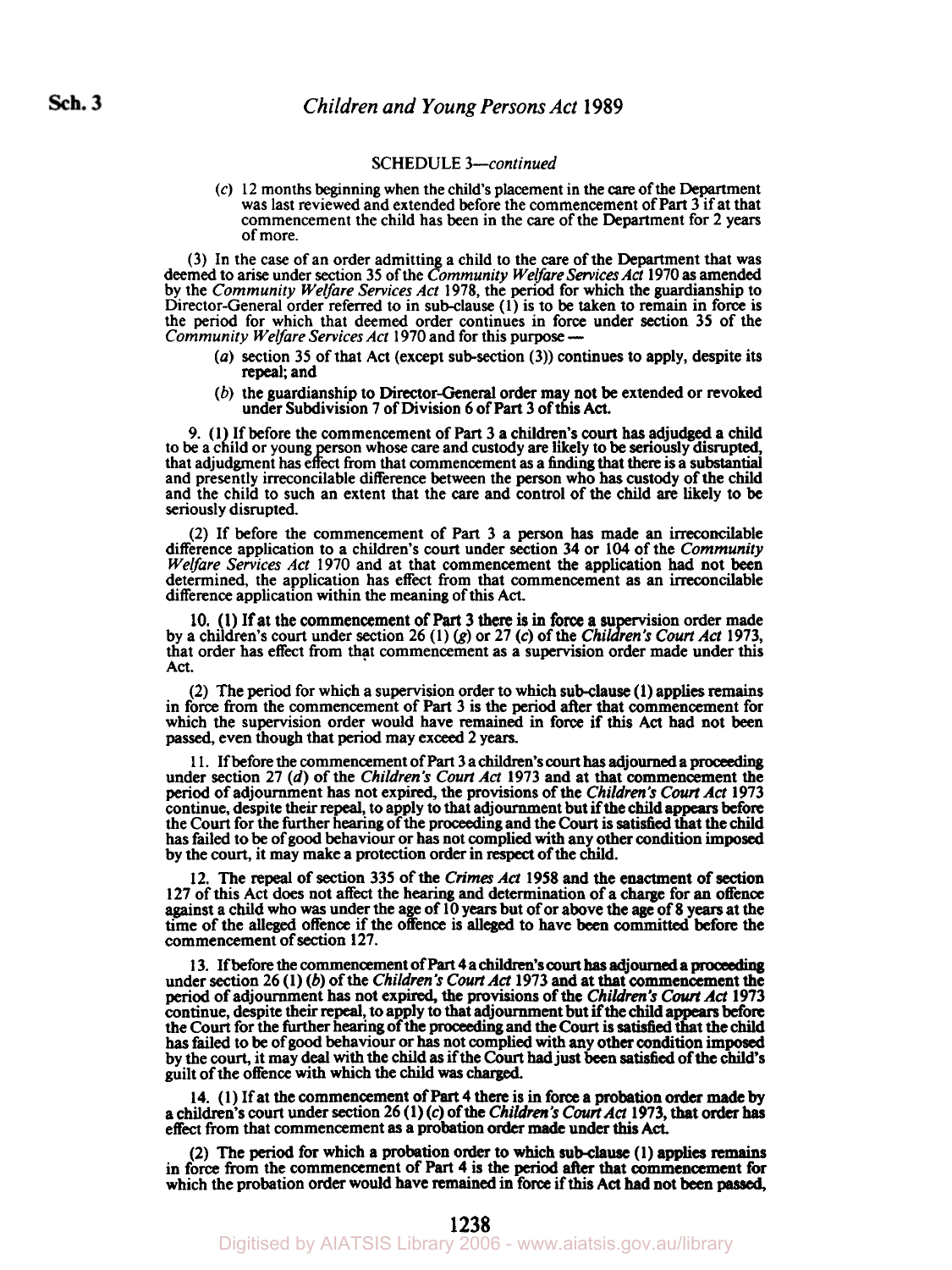SCHEDULE 3—*continued*

(*c*) 12 months beginning when the child's placement in the care of the Department was last reviewed and extended before the commencement of Part 3 if at that commencement the child has been in the care of the Department for 2 years of more.

(3) In the case of an order admitting a child to the care of the Department that was deemed to arise under section 35 of the *Community Welfare Services Act* 1970 as amended by the *Community Welfare Services Act* 1978, the period for which the guardianship to Director-General order referred to in sub-clause (1) is to be taken to remain in force is the period for which that deemed order continues in force under section 35 of the *Community Welfare Services Act* 1970 and for this purpose —

(*a*) section 35 of that Act (except sub-section (3)) continues to apply, despite its repeal; and

(*b*) the guardianship to Director-General order may not be extended or revoked under Subdivision 7 of Division 6 of Part 3 of this Act.

9. (1) If before the commencement of Part 3 a children's court has adjudged a child to be a child or young person whose care and custody are likely to be seriously disrupted, that adjudgment has effect from that commencement as a finding that there is a substantial and presently irreconcilable difference between the person who has custody of the child and the child to such an extent that the care and control of the child are likely to be seriously disrupted.

(2) If before the commencement of Part 3 a person has made an irreconcilable difference application to a children's court under section 34 or 104 of the *Community Welfare Services Act* 1970 and at that commencement the application had not been determined, the application has effect from that commencement as an irreconcilable difference application within the meaning of this Act.

10. (1) If at the commencement of Part 3 there is in force a supervision order made by a children's court under section 26 (1) (*g*) or 27 (*c*) of the *Children's Court Act* 1973, that order has effect from that commencement as a supervision order made under this Act.

(2) The period for which a supervision order to which sub-clause (1) applies remains in force from the commencement of Part 3 is the period after that commencement for which the supervision order would have remained in force if this Act had not been passed, even though that period may exceed 2 years.

11. If before the commencement of Part 3 a children's court has adjourned a proceeding under section 27 (*d*) of the *Children's Court Act* 1973 and at that commencement the period of adjournment has not expired, the provisions of the *Children's Court Act* 1973 continue, despite their repeal, to apply to that adjournment but if the child appears before the Court for the further hearing of the proceeding and the Court is satisfied that the child has failed to be of good behaviour or has not complied with any other condition imposed by the court, it may make a protection order in respect of the child.

12. The repeal of section 335 of the *Crimes Act* 1958 and the enactment of section 127 of this Act does not affect the hearing and determination of a charge for an offence against a child who was under the age of 10 years but of or above the age of 8 years at the time of the alleged offence if the offence is alleged to have been committed before the commencement of section 127.

13. If before the commencement of Part 4 a children's court has adjourned a proceeding under section 26 (1) (*b*) of the *Children's Court Act* 1973 and at that commencement the period of adjournment has not expired, the provisions of the *Children's Court Act* 1973 continue, despite their repeal, to apply to that adjournment but if the child appears before the Court for the further hearing of the proceeding and the Court is satisfied that the child has failed to be of good behaviour or has not complied with any other condition imposed by the court, it may deal with the child as if the Court had just been satisfied of the child's guilt of the offence with which the child was charged.

14. (1) If at the commencement of Part 4 there is in force a probation order made by a children's court under section 26 (1) (*c*) of the *Children's Court Act* 1973, that order has effect from that commencement as a probation order made under this Act.

(2) The period for which a probation order to which sub-clause (1) applies remains in force from the commencement of Part 4 is the period after that commencement for which the probation order would have remained in force if this Act had not been passed,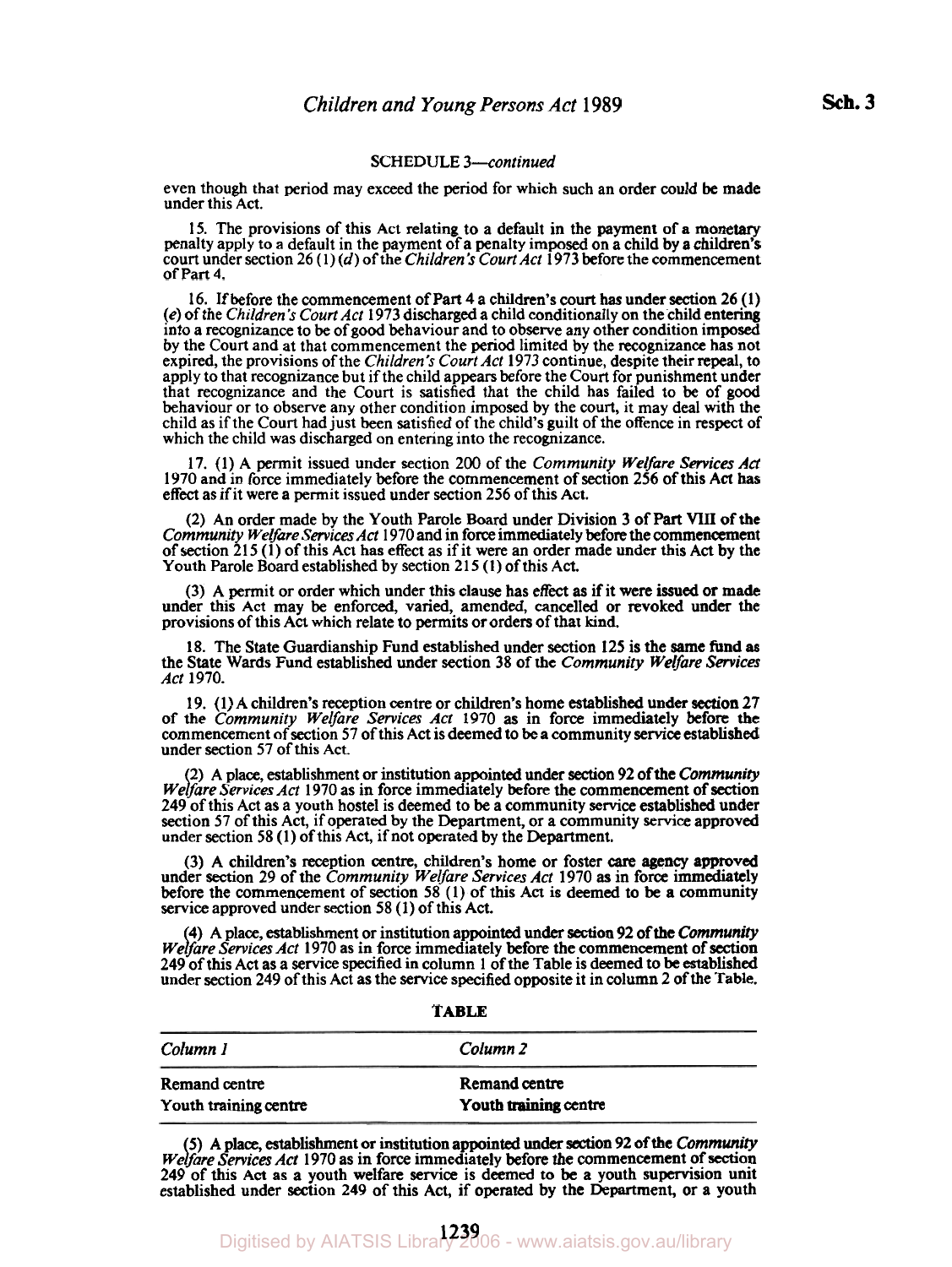SCHEDULE 3—*continued*

even though that period may exceed the period for which such an order could be made under this Act.

15. The provisions of this Act relating to a default in the payment of a monetary penalty apply to a default in the payment of a penalty imposed on a child by a children's court under section 26 (1) (*d*) of the *Children's Court Act* 1973 before the commencement of Part 4.

16. If before the commencement of Part 4 a children's court has under section 26 (1) (*e*) of the *Children's Court Act* 1973 discharged a child conditionally on the child entering into a recognizance to be of good behaviour and to observe any other condition imposed by the Court and at that commencement the period limited by the recognizance has not expired, the provisions of the *Children's Court Act* 1973 continue, despite their repeal, to apply to that recognizance but if the child appears before the Court for punishment under that recognizance and the Court is satisfied that the child has failed to be of good behaviour or to observe any other condition imposed by the court, it may deal with the child as if the Court had just been satisfied of the child's guilt of the offence in respect of which the child was discharged on entering into the recognizance.

17. (1) A permit issued under section 200 of the *Community Welfare Services Act* 1970 and in force immediately before the commencement of section 256 of this Act has effect as if it were a permit issued under section 256 of this Act.

(2) An order made by the Youth Parole Board under Division 3 of Part VIII of the *Community Welfare Services Act* 1970 and in force immediately before the commencement of section 215 (1) of this Act has effect as if it were an order made under this Act by the Youth Parole Board established by section 215 (1) of this Act.

(3) A permit or order which under this clause has effect as if it were issued or made under this Act may be enforced, varied, amended, cancelled or revoked under the provisions of this Act which relate to permits or orders of that kind.

18. The State Guardianship Fund established under section 125 is the same fund as the State Wards Fund established under section 38 of the *Community Welfare Services Act* 1970.

19. (1) A children's reception centre or children's home established under section 27 of the *Community Welfare Services Act* 1970 as in force immediately before the commencement of section 57 of this Act is deemed to be a community service established under section 57 of this Act.

(2) A place, establishment or institution appointed under section 92 of the *Community Welfare Services Act* 1970 as in force immediately before the commencement of section 249 of this Act as a youth hostel is deemed to be a community service established under section 57 of this Act, if operated by the Department, or a community service approved under section 58 (1) of this Act, if not operated by the Department.

(3) A children's reception centre, children's home or foster care agency approved under section 29 of the *Community Welfare Services Act* 1970 as in force immediately before the commencement of section 58 (1) of this Act is deemed to be a community service approved under section 58 (1) of this Act.

(4) A place, establishment or institution appointed under section 92 of the *Community Welfare Services Act* 1970 as in force immediately before the commencement of section 249 of this Act as a service specified in column 1 of the Table is deemed to be established under section 249 of this Act as the service specified opposite it in column 2 of the Table.

**TABLE**

| *Column 1* | *Column 2* |
|---|---|
| Remand centre | Remand centre |
| Youth training centre | Youth training centre |

(5) A place, establishment or institution appointed under section 92 of the *Community Welfare Services Act* 1970 as in force immediately before the commencement of section 249 of this Act as a youth welfare service is deemed to be a youth supervision unit established under section 249 of this Act, if operated by the Department, or a youth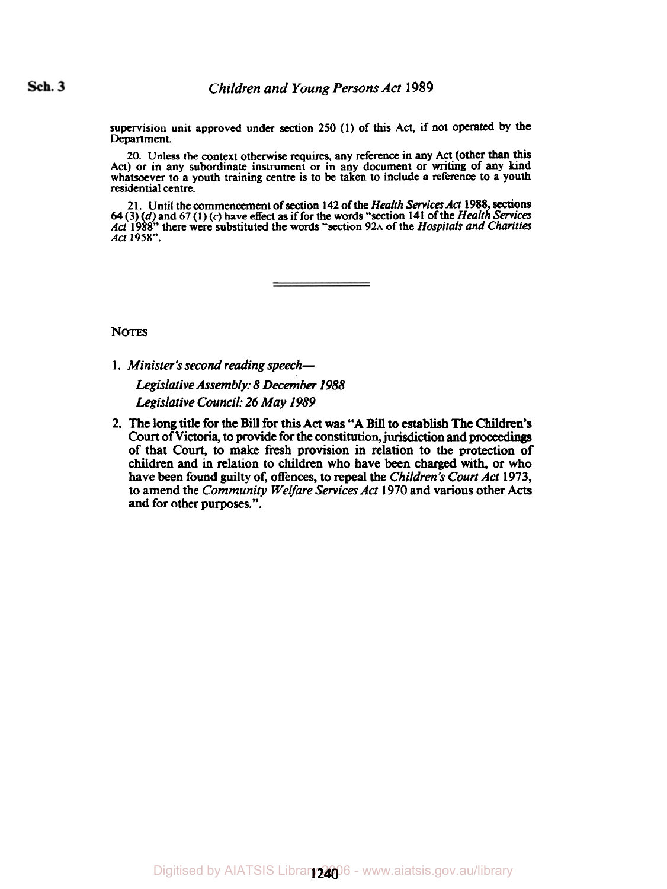supervision unit approved under section 250 (1) of this Act, if not operated by the Department.

20. Unless the context otherwise requires, any reference in any Act (other than this Act) or in any subordinate instrument or in any document or writing of any kind whatsoever to a youth training centre is to be taken to include a reference to a youth residential centre.

21. Until the commencement of section 142 of the *Health Services Act* 1988, sections 64 (3) (*d*) and 67 (1) (*c*) have effect as if for the words "section 141 of the *Health Services Act* 1988" there were substituted the words "section 92A of the *Hospitals and Charities Act* 1958".

---

## NOTES

1. *Minister's second reading speech—*

   *Legislative Assembly: 8 December 1988*

   *Legislative Council: 26 May 1989*

2. The long title for the Bill for this Act was "A Bill to establish The Children's Court of Victoria, to provide for the constitution, jurisdiction and proceedings of that Court, to make fresh provision in relation to the protection of children and in relation to children who have been charged with, or who have been found guilty of, offences, to repeal the *Children's Court Act* 1973, to amend the *Community Welfare Services Act* 1970 and various other Acts and for other purposes.".